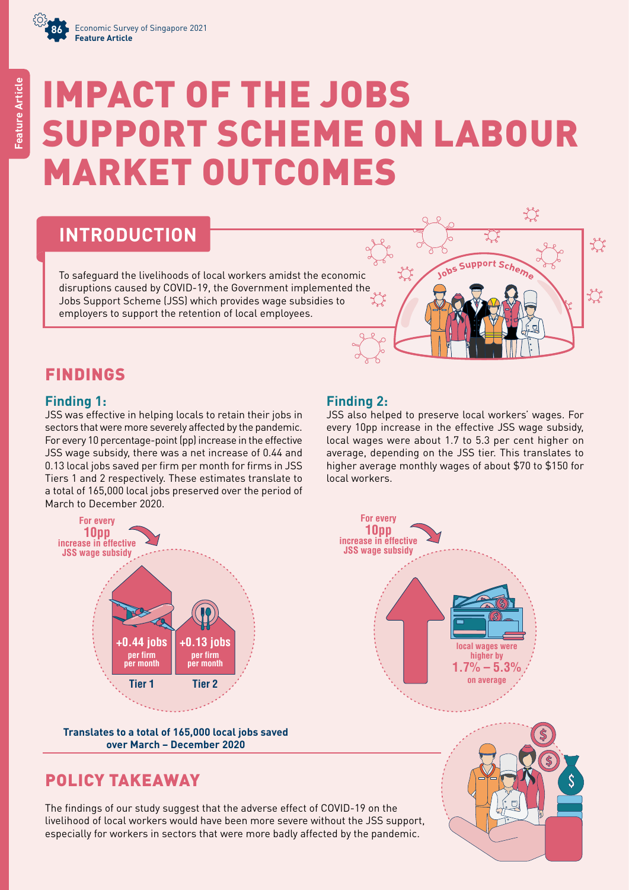# IMPACT OF THE JOBS SUPPORT SCHEME ON LABOUR MARKET OUTCOMES

## INTRODUCTION

To safeguard the livelihoods of local workers amidst the economic disruptions caused by COVID-19, the Government implemented the Jobs Support Scheme (JSS) which provides wage subsidies to employers to support the retention of local employees.

Jobs Support Scheme

## FINDINGS

### Finding 1:

JSS was effective in helping locals to retain their jobs in sectors that were more severely affected by the pandemic. For every 10 percentage-point (pp) increase in the effective JSS wage subsidy, there was a net increase of 0.44 and 0.13 local jobs saved per firm per month for firms in JSS Tiers 1 and 2 respectively. These estimates translate to a total of 165,000 local jobs preserved over the period of March to December 2020.

For every 10pp increase in effective JSS wage subsidy

+0.44 jobs per firm per month

Tier 1

+0.13 jobs per firm per month

Tier 2

**Translates to a total of 165,000 local jobs saved over March – December 2020**

### Finding 2:

JSS also helped to preserve local workers' wages. For every 10pp increase in the effective JSS wage subsidy, local wages were about 1.7 to 5.3 per cent higher on average, depending on the JSS tier. This translates to higher average monthly wages of about $70 to $150 for local workers.

For every 10pp increase in effective JSS wage subsidy

local wages were higher by 1.7% – 5.3% on average

## POLICY TAKEAWAY

The findings of our study suggest that the adverse effect of COVID-19 on the livelihood of local workers would have been more severe without the JSS support, especially for workers in sectors that were more badly affected by the pandemic.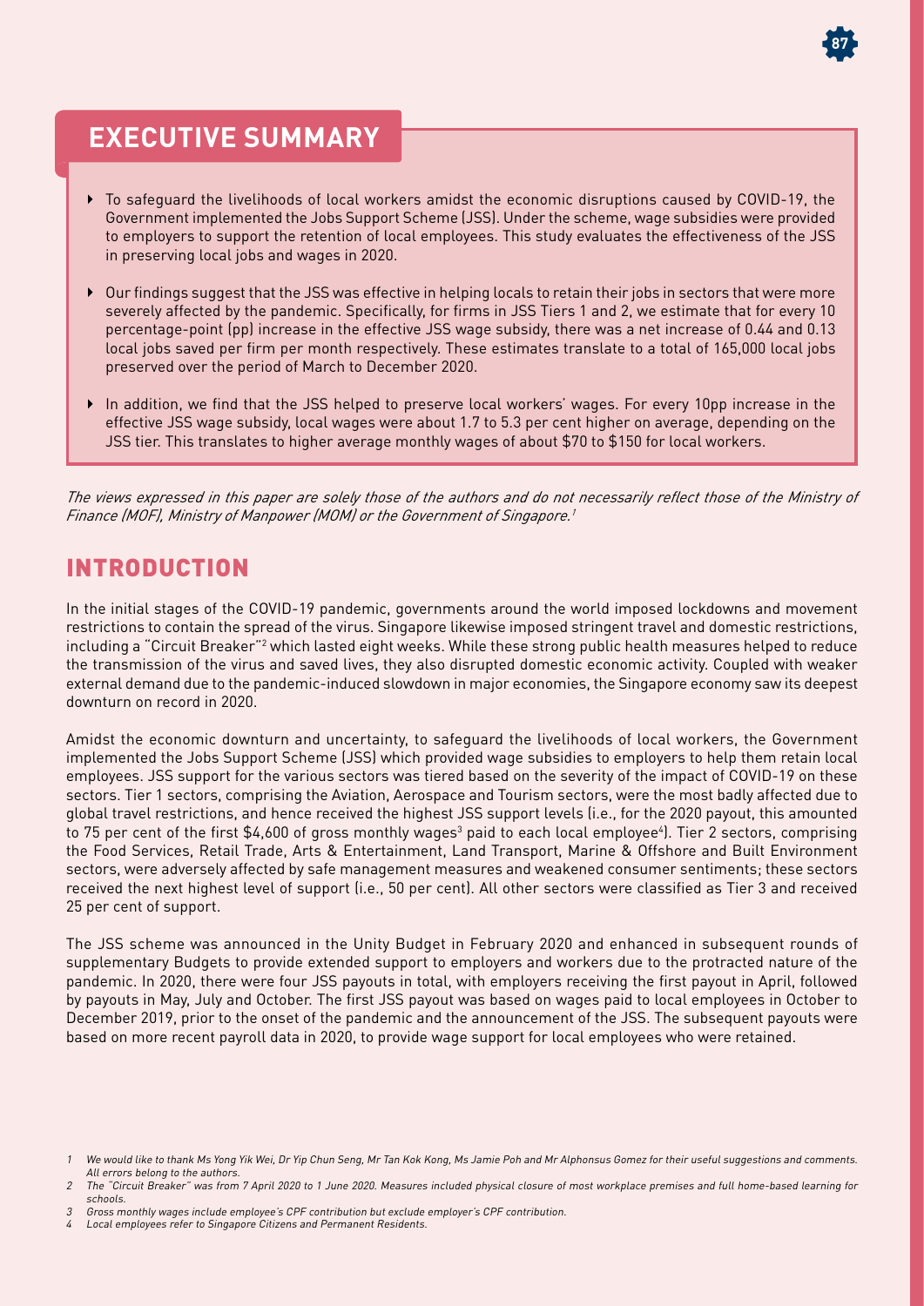## EXECUTIVE SUMMARY

- To safeguard the livelihoods of local workers amidst the economic disruptions caused by COVID-19, the Government implemented the Jobs Support Scheme (JSS). Under the scheme, wage subsidies were provided to employers to support the retention of local employees. This study evaluates the effectiveness of the JSS in preserving local jobs and wages in 2020.
- Our findings suggest that the JSS was effective in helping locals to retain their jobs in sectors that were more severely affected by the pandemic. Specifically, for firms in JSS Tiers 1 and 2, we estimate that for every 10 percentage-point (pp) increase in the effective JSS wage subsidy, there was a net increase of 0.44 and 0.13 local jobs saved per firm per month respectively. These estimates translate to a total of 165,000 local jobs preserved over the period of March to December 2020.
- In addition, we find that the JSS helped to preserve local workers' wages. For every 10pp increase in the effective JSS wage subsidy, local wages were about 1.7 to 5.3 per cent higher on average, depending on the JSS tier. This translates to higher average monthly wages of about $70 to $150 for local workers.

*The views expressed in this paper are solely those of the authors and do not necessarily reflect those of the Ministry of Finance (MOF), Ministry of Manpower (MOM) or the Government of Singapore.*[1]

## INTRODUCTION

In the initial stages of the COVID-19 pandemic, governments around the world imposed lockdowns and movement restrictions to contain the spread of the virus. Singapore likewise imposed stringent travel and domestic restrictions, including a "Circuit Breaker"[2] which lasted eight weeks. While these strong public health measures helped to reduce the transmission of the virus and saved lives, they also disrupted domestic economic activity. Coupled with weaker external demand due to the pandemic-induced slowdown in major economies, the Singapore economy saw its deepest downturn on record in 2020.

Amidst the economic downturn and uncertainty, to safeguard the livelihoods of local workers, the Government implemented the Jobs Support Scheme (JSS) which provided wage subsidies to employers to help them retain local employees. JSS support for the various sectors was tiered based on the severity of the impact of COVID-19 on these sectors. Tier 1 sectors, comprising the Aviation, Aerospace and Tourism sectors, were the most badly affected due to global travel restrictions, and hence received the highest JSS support levels (i.e., for the 2020 payout, this amounted to 75 per cent of the first $4,600 of gross monthly wages[3] paid to each local employee[4]). Tier 2 sectors, comprising the Food Services, Retail Trade, Arts & Entertainment, Land Transport, Marine & Offshore and Built Environment sectors, were adversely affected by safe management measures and weakened consumer sentiments; these sectors received the next highest level of support (i.e., 50 per cent). All other sectors were classified as Tier 3 and received 25 per cent of support.

The JSS scheme was announced in the Unity Budget in February 2020 and enhanced in subsequent rounds of supplementary Budgets to provide extended support to employers and workers due to the protracted nature of the pandemic. In 2020, there were four JSS payouts in total, with employers receiving the first payout in April, followed by payouts in May, July and October. The first JSS payout was based on wages paid to local employees in October to December 2019, prior to the onset of the pandemic and the announcement of the JSS. The subsequent payouts were based on more recent payroll data in 2020, to provide wage support for local employees who were retained.

---

*1 We would like to thank Ms Yong Yik Wei, Dr Yip Chun Seng, Mr Tan Kok Kong, Ms Jamie Poh and Mr Alphonsus Gomez for their useful suggestions and comments. All errors belong to the authors.*

*2 The "Circuit Breaker" was from 7 April 2020 to 1 June 2020. Measures included physical closure of most workplace premises and full home-based learning for schools.*

*3 Gross monthly wages include employee's CPF contribution but exclude employer's CPF contribution.*

*4 Local employees refer to Singapore Citizens and Permanent Residents.*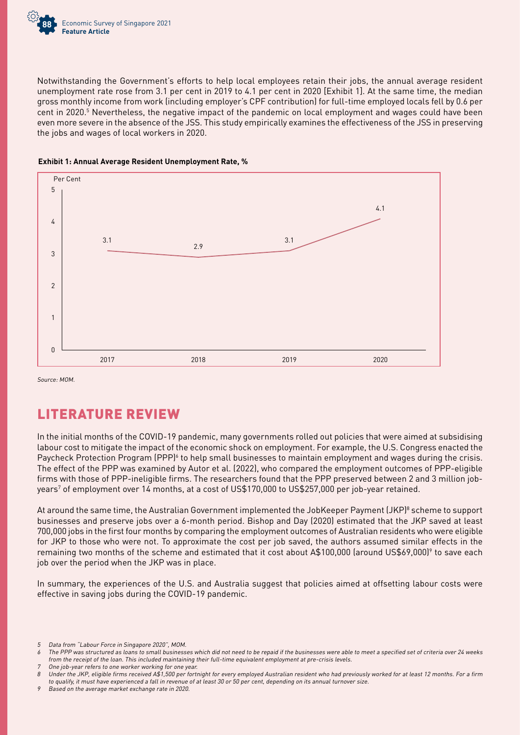Notwithstanding the Government's efforts to help local employees retain their jobs, the annual average resident unemployment rate rose from 3.1 per cent in 2019 to 4.1 per cent in 2020 [Exhibit 1]. At the same time, the median gross monthly income from work (including employer's CPF contribution) for full-time employed locals fell by 0.6 per cent in 2020.[5] Nevertheless, the negative impact of the pandemic on local employment and wages could have been even more severe in the absence of the JSS. This study empirically examines the effectiveness of the JSS in preserving the jobs and wages of local workers in 2020.

**Exhibit 1: Annual Average Resident Unemployment Rate, %**

Per Cent

3.1
2.9
3.1
4.1

2017
2018
2019
2020

*Source: MOM.*

## LITERATURE REVIEW

In the initial months of the COVID-19 pandemic, many governments rolled out policies that were aimed at subsidising labour cost to mitigate the impact of the economic shock on employment. For example, the U.S. Congress enacted the Paycheck Protection Program (PPP)[6] to help small businesses to maintain employment and wages during the crisis. The effect of the PPP was examined by Autor et al. (2022), who compared the employment outcomes of PPP-eligible firms with those of PPP-ineligible firms. The researchers found that the PPP preserved between 2 and 3 million job-years[7] of employment over 14 months, at a cost of US$170,000 to US$257,000 per job-year retained.

At around the same time, the Australian Government implemented the JobKeeper Payment (JKP)[8] scheme to support businesses and preserve jobs over a 6-month period. Bishop and Day (2020) estimated that the JKP saved at least 700,000 jobs in the first four months by comparing the employment outcomes of Australian residents who were eligible for JKP to those who were not. To approximate the cost per job saved, the authors assumed similar effects in the remaining two months of the scheme and estimated that it cost about A$100,000 (around US$69,000)[9] to save each job over the period when the JKP was in place.

In summary, the experiences of the U.S. and Australia suggest that policies aimed at offsetting labour costs were effective in saving jobs during the COVID-19 pandemic.

---

*5 Data from "Labour Force in Singapore 2020", MOM.*

*6 The PPP was structured as loans to small businesses which did not need to be repaid if the businesses were able to meet a specified set of criteria over 24 weeks from the receipt of the loan. This included maintaining their full-time equivalent employment at pre-crisis levels.*

*7 One job-year refers to one worker working for one year.*

*8 Under the JKP, eligible firms received A$1,500 per fortnight for every employed Australian resident who had previously worked for at least 12 months. For a firm to qualify, it must have experienced a fall in revenue of at least 30 or 50 per cent, depending on its annual turnover size.*

*9 Based on the average market exchange rate in 2020.*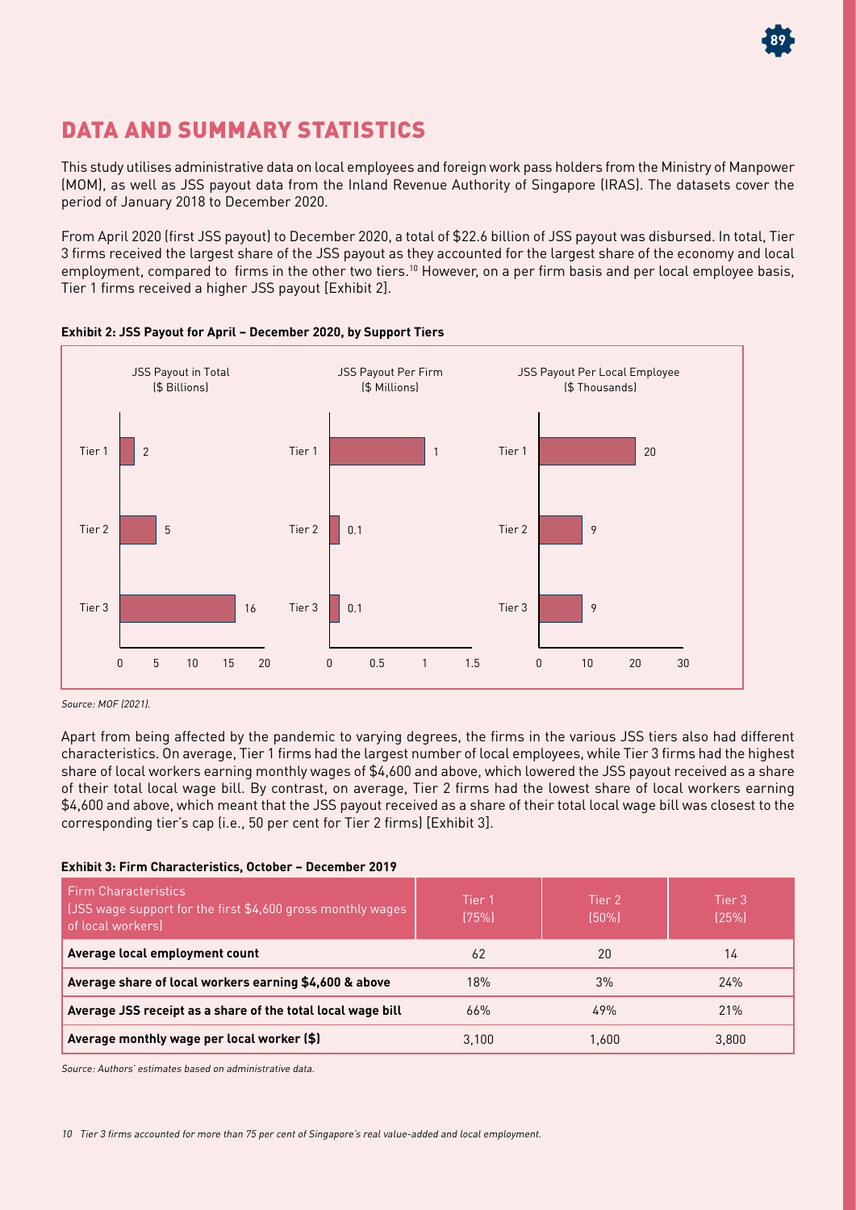# DATA AND SUMMARY STATISTICS

This study utilises administrative data on local employees and foreign work pass holders from the Ministry of Manpower (MOM), as well as JSS payout data from the Inland Revenue Authority of Singapore (IRAS). The datasets cover the period of January 2018 to December 2020.

From April 2020 (first JSS payout) to December 2020, a total of $22.6 billion of JSS payout was disbursed. In total, Tier 3 firms received the largest share of the JSS payout as they accounted for the largest share of the economy and local employment, compared to firms in the other two tiers.[10] However, on a per firm basis and per local employee basis, Tier 1 firms received a higher JSS payout [Exhibit 2].

**Exhibit 2: JSS Payout for April – December 2020, by Support Tiers**

JSS Payout in Total ($ Billions)

Tier 1 2
Tier 2 5
Tier 3 16

0 5 10 15 20

JSS Payout Per Firm ($ Millions)

Tier 1 1
Tier 2 0.1
Tier 3 0.1

0 0.5 1 1.5

JSS Payout Per Local Employee ($ Thousands)

Tier 1 20
Tier 2 9
Tier 3 9

0 10 20 30

*Source: MOF (2021).*

Apart from being affected by the pandemic to varying degrees, the firms in the various JSS tiers also had different characteristics. On average, Tier 1 firms had the largest number of local employees, while Tier 3 firms had the highest share of local workers earning monthly wages of $4,600 and above, which lowered the JSS payout received as a share of their total local wage bill. By contrast, on average, Tier 2 firms had the lowest share of local workers earning $4,600 and above, which meant that the JSS payout received as a share of their total local wage bill was closest to the corresponding tier's cap (i.e., 50 per cent for Tier 2 firms) [Exhibit 3].

**Exhibit 3: Firm Characteristics, October – December 2019**

| Firm Characteristics (JSS wage support for the first $4,600 gross monthly wages of local workers) | Tier 1 (75%) | Tier 2 (50%) | Tier 3 (25%) |
|---|---|---|---|
| **Average local employment count** | 62 | 20 | 14 |
| **Average share of local workers earning $4,600 & above** | 18% | 3% | 24% |
| **Average JSS receipt as a share of the total local wage bill** | 66% | 49% | 21% |
| **Average monthly wage per local worker ($)** | 3,100 | 1,600 | 3,800 |

*Source: Authors' estimates based on administrative data.*

*10 Tier 3 firms accounted for more than 75 per cent of Singapore's real value-added and local employment.*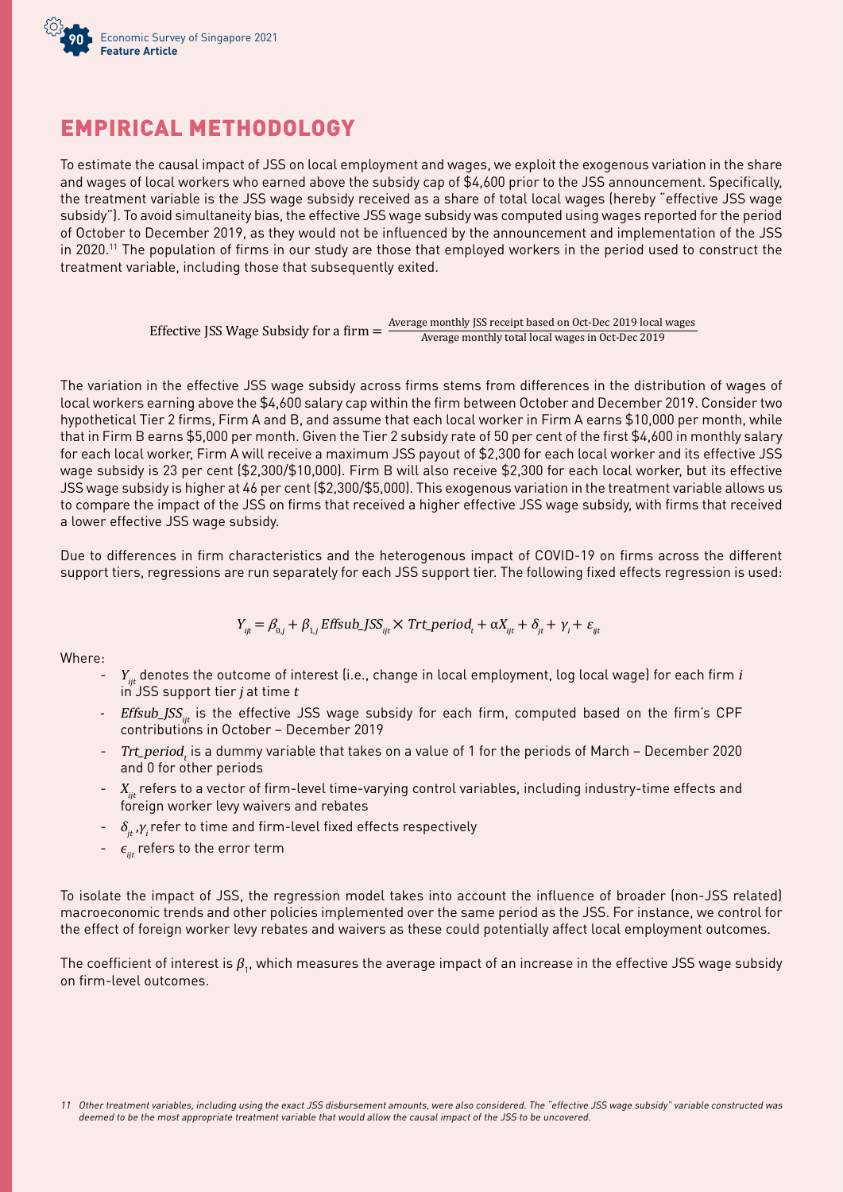## EMPIRICAL METHODOLOGY

To estimate the causal impact of JSS on local employment and wages, we exploit the exogenous variation in the share and wages of local workers who earned above the subsidy cap of $4,600 prior to the JSS announcement. Specifically, the treatment variable is the JSS wage subsidy received as a share of total local wages (hereby "effective JSS wage subsidy"). To avoid simultaneity bias, the effective JSS wage subsidy was computed using wages reported for the period of October to December 2019, as they would not be influenced by the announcement and implementation of the JSS in 2020.[11] The population of firms in our study are those that employed workers in the period used to construct the treatment variable, including those that subsequently exited.

$$\text{Effective JSS Wage Subsidy for a firm} = \frac{\text{Average monthly JSS receipt based on Oct-Dec 2019 local wages}}{\text{Average monthly total local wages in Oct-Dec 2019}}$$

The variation in the effective JSS wage subsidy across firms stems from differences in the distribution of wages of local workers earning above the $4,600 salary cap within the firm between October and December 2019. Consider two hypothetical Tier 2 firms, Firm A and B, and assume that each local worker in Firm A earns $10,000 per month, while that in Firm B earns $5,000 per month. Given the Tier 2 subsidy rate of 50 per cent of the first $4,600 in monthly salary for each local worker, Firm A will receive a maximum JSS payout of $2,300 for each local worker and its effective JSS wage subsidy is 23 per cent ($2,300/$10,000). Firm B will also receive $2,300 for each local worker, but its effective JSS wage subsidy is higher at 46 per cent ($2,300/$5,000). This exogenous variation in the treatment variable allows us to compare the impact of the JSS on firms that received a higher effective JSS wage subsidy, with firms that received a lower effective JSS wage subsidy.

Due to differences in firm characteristics and the heterogenous impact of COVID-19 on firms across the different support tiers, regressions are run separately for each JSS support tier. The following fixed effects regression is used:

$$Y_{ijt} = \beta_{0,j} + \beta_{1,j}\, Effsub\_JSS_{ijt} \times Trt\_period_t + \alpha X_{ijt} + \delta_{jt} + \gamma_i + \varepsilon_{ijt}$$

Where:

- $Y_{ijt}$ denotes the outcome of interest (i.e., change in local employment, log local wage) for each firm $i$ in JSS support tier $j$ at time $t$
- $Effsub\_JSS_{ijt}$ is the effective JSS wage subsidy for each firm, computed based on the firm's CPF contributions in October – December 2019
- $Trt\_period_t$ is a dummy variable that takes on a value of 1 for the periods of March – December 2020 and 0 for other periods
- $X_{ijt}$ refers to a vector of firm-level time-varying control variables, including industry-time effects and foreign worker levy waivers and rebates
- $\delta_{jt}, \gamma_i$ refer to time and firm-level fixed effects respectively
- $\epsilon_{ijt}$ refers to the error term

To isolate the impact of JSS, the regression model takes into account the influence of broader (non-JSS related) macroeconomic trends and other policies implemented over the same period as the JSS. For instance, we control for the effect of foreign worker levy rebates and waivers as these could potentially affect local employment outcomes.

The coefficient of interest is $\beta_1$, which measures the average impact of an increase in the effective JSS wage subsidy on firm-level outcomes.

*11 Other treatment variables, including using the exact JSS disbursement amounts, were also considered. The "effective JSS wage subsidy" variable constructed was deemed to be the most appropriate treatment variable that would allow the causal impact of the JSS to be uncovered.*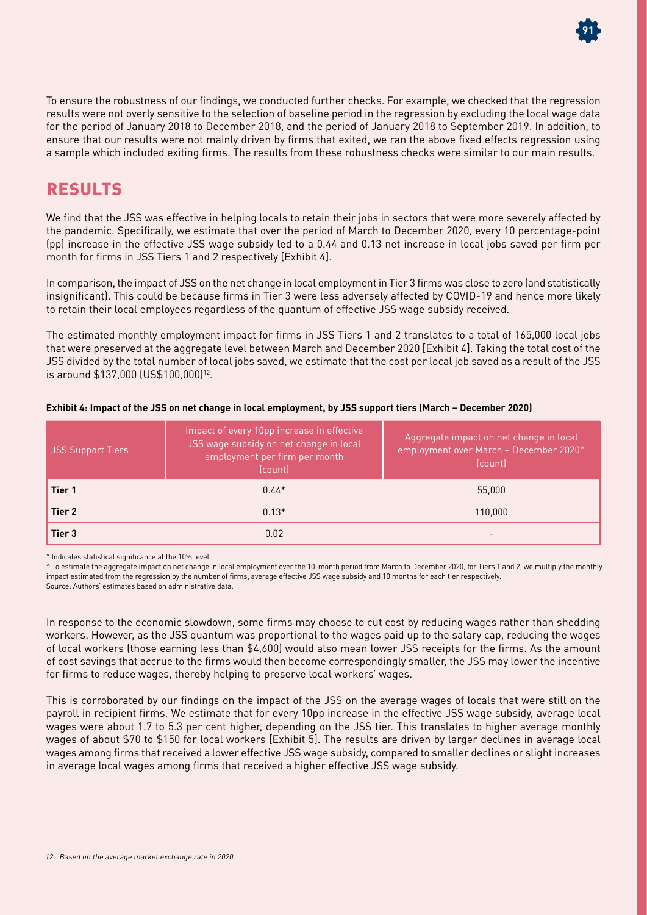To ensure the robustness of our findings, we conducted further checks. For example, we checked that the regression results were not overly sensitive to the selection of baseline period in the regression by excluding the local wage data for the period of January 2018 to December 2018, and the period of January 2018 to September 2019. In addition, to ensure that our results were not mainly driven by firms that exited, we ran the above fixed effects regression using a sample which included exiting firms. The results from these robustness checks were similar to our main results.

## RESULTS

We find that the JSS was effective in helping locals to retain their jobs in sectors that were more severely affected by the pandemic. Specifically, we estimate that over the period of March to December 2020, every 10 percentage-point (pp) increase in the effective JSS wage subsidy led to a 0.44 and 0.13 net increase in local jobs saved per firm per month for firms in JSS Tiers 1 and 2 respectively [Exhibit 4].

In comparison, the impact of JSS on the net change in local employment in Tier 3 firms was close to zero (and statistically insignificant). This could be because firms in Tier 3 were less adversely affected by COVID-19 and hence more likely to retain their local employees regardless of the quantum of effective JSS wage subsidy received.

The estimated monthly employment impact for firms in JSS Tiers 1 and 2 translates to a total of 165,000 local jobs that were preserved at the aggregate level between March and December 2020 [Exhibit 4]. Taking the total cost of the JSS divided by the total number of local jobs saved, we estimate that the cost per local job saved as a result of the JSS is around $137,000 (US$100,000)[12].

**Exhibit 4: Impact of the JSS on net change in local employment, by JSS support tiers (March – December 2020)**

| JSS Support Tiers | Impact of every 10pp increase in effective JSS wage subsidy on net change in local employment per firm per month (count) | Aggregate impact on net change in local employment over March – December 2020^ (count) |
|---|---|---|
| **Tier 1** | 0.44* | 55,000 |
| **Tier 2** | 0.13* | 110,000 |
| **Tier 3** | 0.02 | - |

\* Indicates statistical significance at the 10% level.
^ To estimate the aggregate impact on net change in local employment over the 10-month period from March to December 2020, for Tiers 1 and 2, we multiply the monthly impact estimated from the regression by the number of firms, average effective JSS wage subsidy and 10 months for each tier respectively.
Source: Authors' estimates based on administrative data.

In response to the economic slowdown, some firms may choose to cut cost by reducing wages rather than shedding workers. However, as the JSS quantum was proportional to the wages paid up to the salary cap, reducing the wages of local workers (those earning less than $4,600) would also mean lower JSS receipts for the firms. As the amount of cost savings that accrue to the firms would then become correspondingly smaller, the JSS may lower the incentive for firms to reduce wages, thereby helping to preserve local workers' wages.

This is corroborated by our findings on the impact of the JSS on the average wages of locals that were still on the payroll in recipient firms. We estimate that for every 10pp increase in the effective JSS wage subsidy, average local wages were about 1.7 to 5.3 per cent higher, depending on the JSS tier. This translates to higher average monthly wages of about $70 to $150 for local workers [Exhibit 5]. The results are driven by larger declines in average local wages among firms that received a lower effective JSS wage subsidy, compared to smaller declines or slight increases in average local wages among firms that received a higher effective JSS wage subsidy.

*12 Based on the average market exchange rate in 2020.*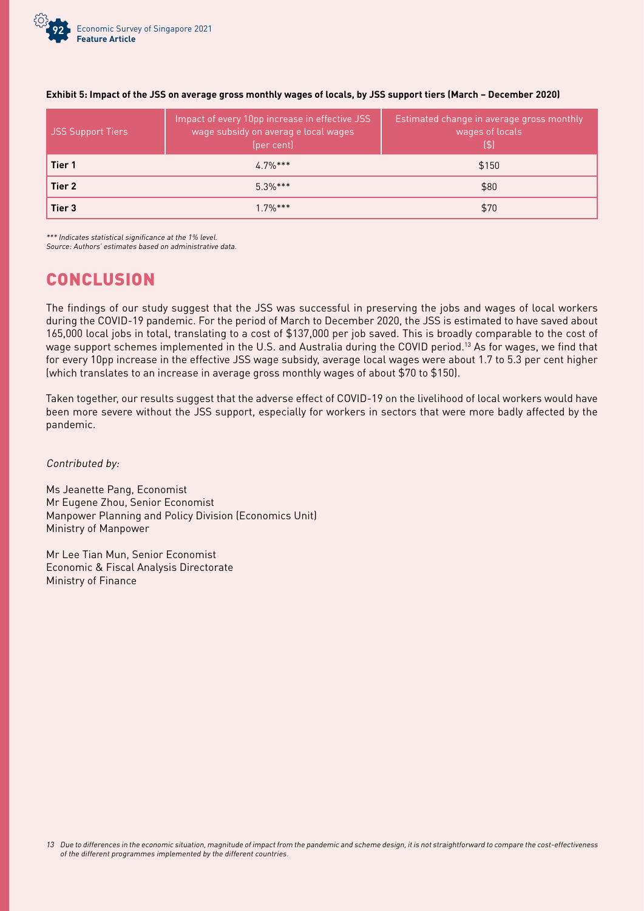**Exhibit 5: Impact of the JSS on average gross monthly wages of locals, by JSS support tiers (March – December 2020)**

| JSS Support Tiers | Impact of every 10pp increase in effective JSS wage subsidy on averag e local wages (per cent) | Estimated change in average gross monthly wages of locals ($) |
|---|---|---|
| **Tier 1** | 4.7%*** | $150 |
| **Tier 2** | 5.3%*** | $80 |
| **Tier 3** | 1.7%*** | $70 |

*\*\*\* Indicates statistical significance at the 1% level.*
*Source: Authors' estimates based on administrative data.*

## CONCLUSION

The findings of our study suggest that the JSS was successful in preserving the jobs and wages of local workers during the COVID-19 pandemic. For the period of March to December 2020, the JSS is estimated to have saved about 165,000 local jobs in total, translating to a cost of $137,000 per job saved. This is broadly comparable to the cost of wage support schemes implemented in the U.S. and Australia during the COVID period.[13] As for wages, we find that for every 10pp increase in the effective JSS wage subsidy, average local wages were about 1.7 to 5.3 per cent higher (which translates to an increase in average gross monthly wages of about $70 to $150).

Taken together, our results suggest that the adverse effect of COVID-19 on the livelihood of local workers would have been more severe without the JSS support, especially for workers in sectors that were more badly affected by the pandemic.

*Contributed by:*

Ms Jeanette Pang, Economist
Mr Eugene Zhou, Senior Economist
Manpower Planning and Policy Division (Economics Unit)
Ministry of Manpower

Mr Lee Tian Mun, Senior Economist
Economic & Fiscal Analysis Directorate
Ministry of Finance

*13 Due to differences in the economic situation, magnitude of impact from the pandemic and scheme design, it is not straightforward to compare the cost-effectiveness of the different programmes implemented by the different countries.*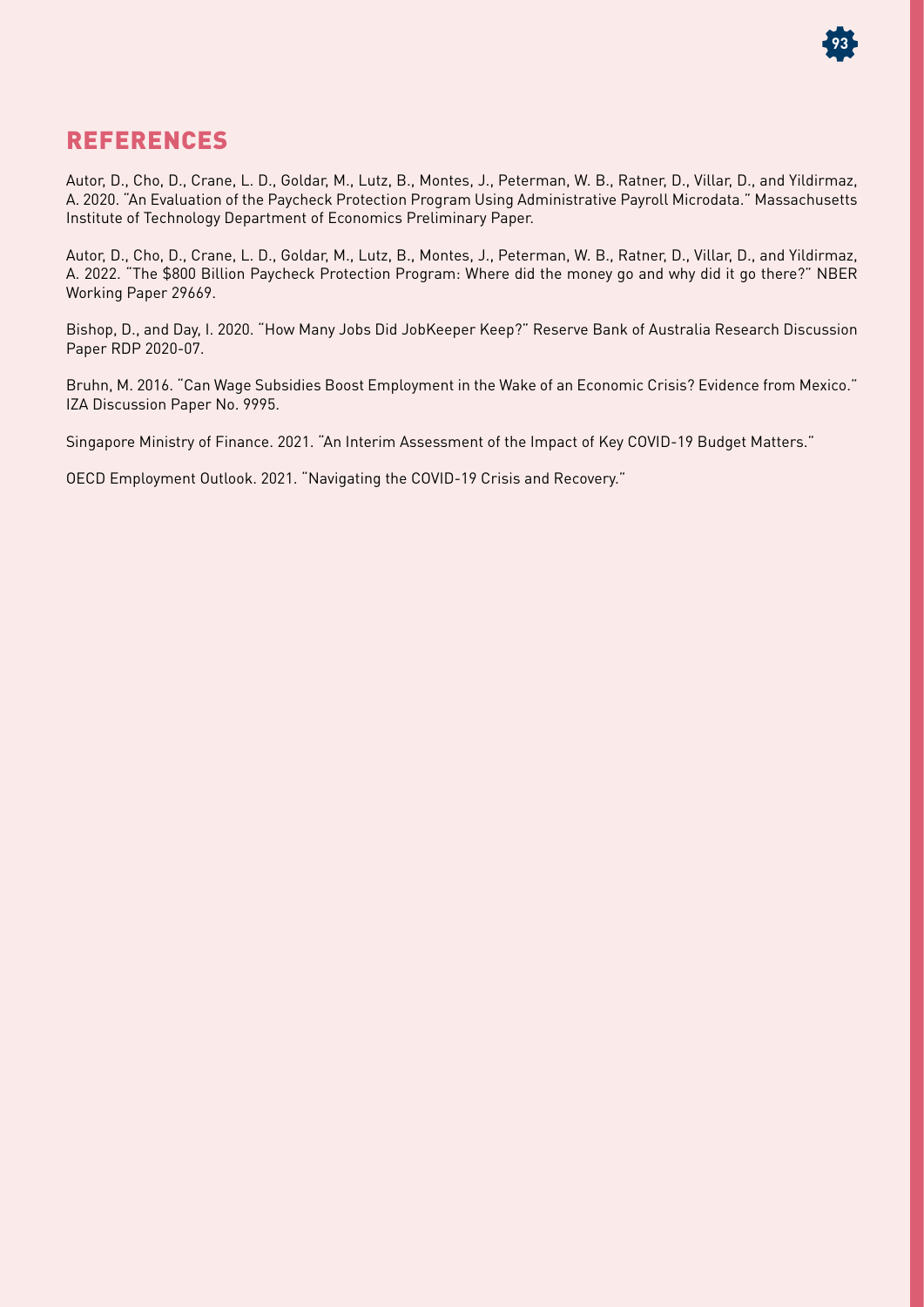## REFERENCES

Autor, D., Cho, D., Crane, L. D., Goldar, M., Lutz, B., Montes, J., Peterman, W. B., Ratner, D., Villar, D., and Yildirmaz, A. 2020. "An Evaluation of the Paycheck Protection Program Using Administrative Payroll Microdata." Massachusetts Institute of Technology Department of Economics Preliminary Paper.

Autor, D., Cho, D., Crane, L. D., Goldar, M., Lutz, B., Montes, J., Peterman, W. B., Ratner, D., Villar, D., and Yildirmaz, A. 2022. "The $800 Billion Paycheck Protection Program: Where did the money go and why did it go there?" NBER Working Paper 29669.

Bishop, D., and Day, I. 2020. "How Many Jobs Did JobKeeper Keep?" Reserve Bank of Australia Research Discussion Paper RDP 2020-07.

Bruhn, M. 2016. "Can Wage Subsidies Boost Employment in the Wake of an Economic Crisis? Evidence from Mexico." IZA Discussion Paper No. 9995.

Singapore Ministry of Finance. 2021. "An Interim Assessment of the Impact of Key COVID-19 Budget Matters."

OECD Employment Outlook. 2021. "Navigating the COVID-19 Crisis and Recovery."